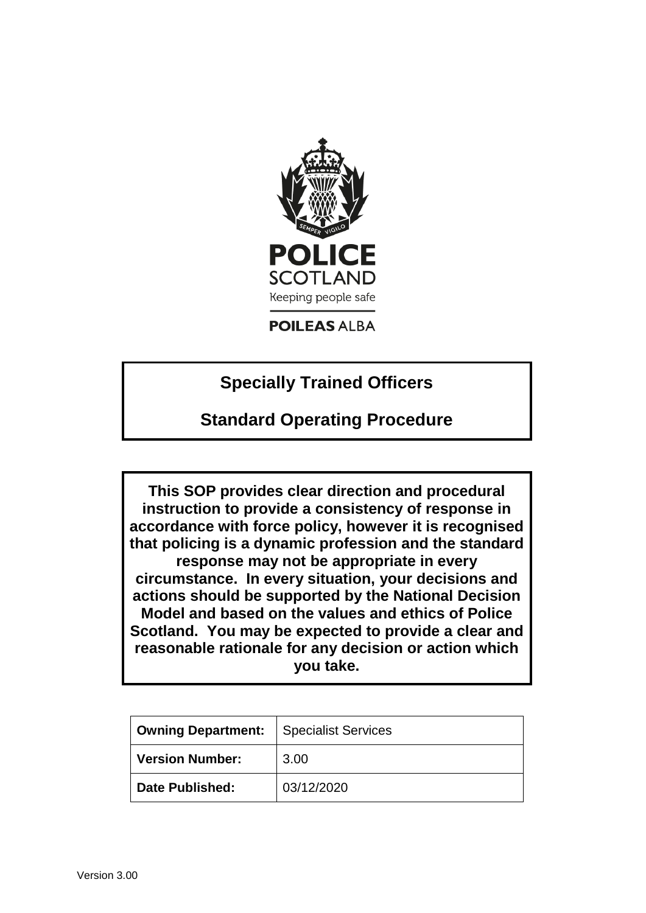POLICE SCOTLAND

Keeping people safe

POILEAS ALBA

# Specially Trained Officers

# Standard Operating Procedure

**This SOP provides clear direction and procedural instruction to provide a consistency of response in accordance with force policy, however it is recognised that policing is a dynamic profession and the standard response may not be appropriate in every circumstance. In every situation, your decisions and actions should be supported by the National Decision Model and based on the values and ethics of Police Scotland. You may be expected to provide a clear and reasonable rationale for any decision or action which you take.**

| **Owning Department:** | Specialist Services |
|---|---|
| **Version Number:** | 3.00 |
| **Date Published:** | 03/12/2020 |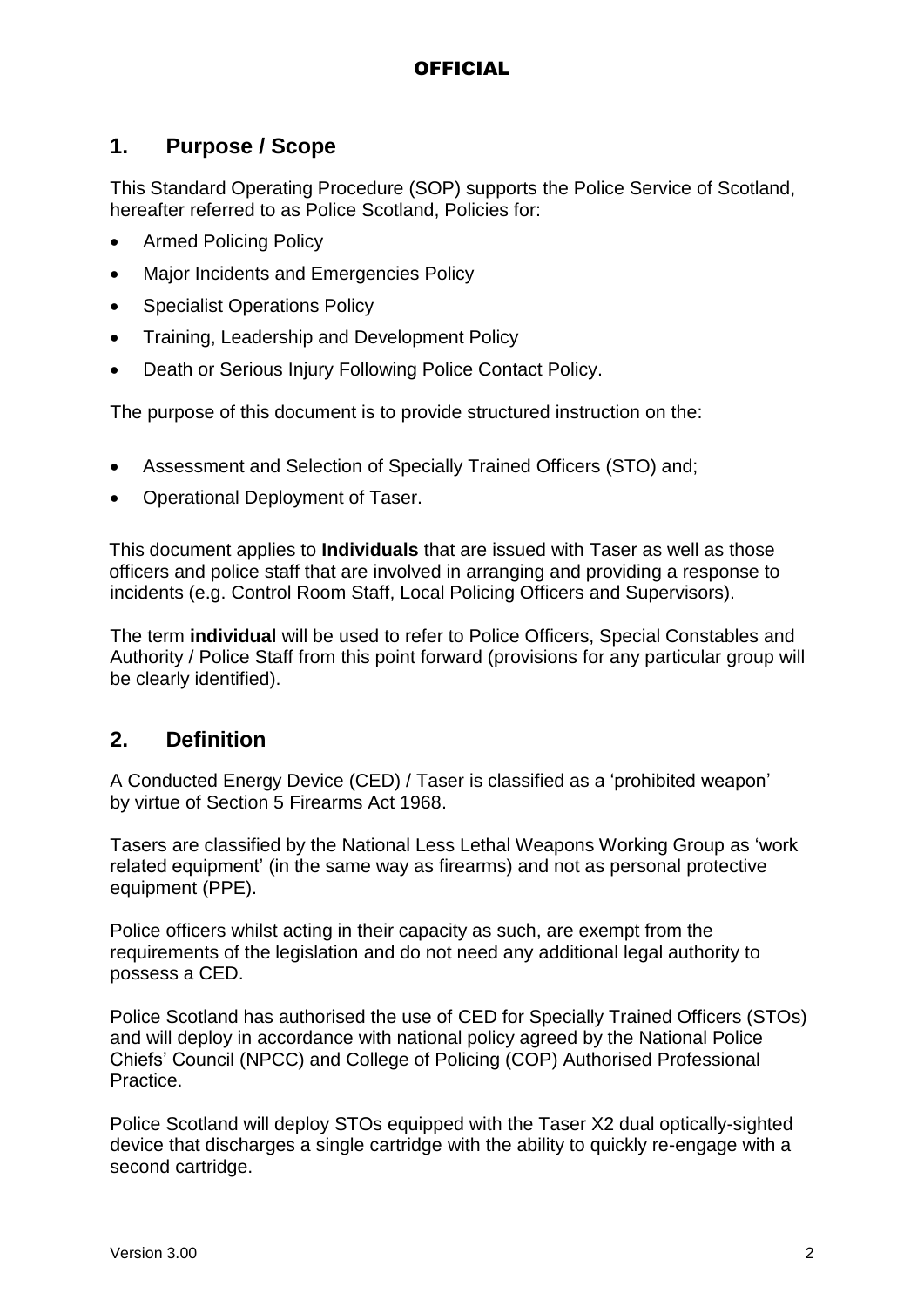## 1. Purpose / Scope

This Standard Operating Procedure (SOP) supports the Police Service of Scotland, hereafter referred to as Police Scotland, Policies for:

- Armed Policing Policy
- Major Incidents and Emergencies Policy
- Specialist Operations Policy
- Training, Leadership and Development Policy
- Death or Serious Injury Following Police Contact Policy.

The purpose of this document is to provide structured instruction on the:

- Assessment and Selection of Specially Trained Officers (STO) and;
- Operational Deployment of Taser.

This document applies to **Individuals** that are issued with Taser as well as those officers and police staff that are involved in arranging and providing a response to incidents (e.g. Control Room Staff, Local Policing Officers and Supervisors).

The term **individual** will be used to refer to Police Officers, Special Constables and Authority / Police Staff from this point forward (provisions for any particular group will be clearly identified).

## 2. Definition

A Conducted Energy Device (CED) / Taser is classified as a 'prohibited weapon' by virtue of Section 5 Firearms Act 1968.

Tasers are classified by the National Less Lethal Weapons Working Group as 'work related equipment' (in the same way as firearms) and not as personal protective equipment (PPE).

Police officers whilst acting in their capacity as such, are exempt from the requirements of the legislation and do not need any additional legal authority to possess a CED.

Police Scotland has authorised the use of CED for Specially Trained Officers (STOs) and will deploy in accordance with national policy agreed by the National Police Chiefs' Council (NPCC) and College of Policing (COP) Authorised Professional Practice.

Police Scotland will deploy STOs equipped with the Taser X2 dual optically-sighted device that discharges a single cartridge with the ability to quickly re-engage with a second cartridge.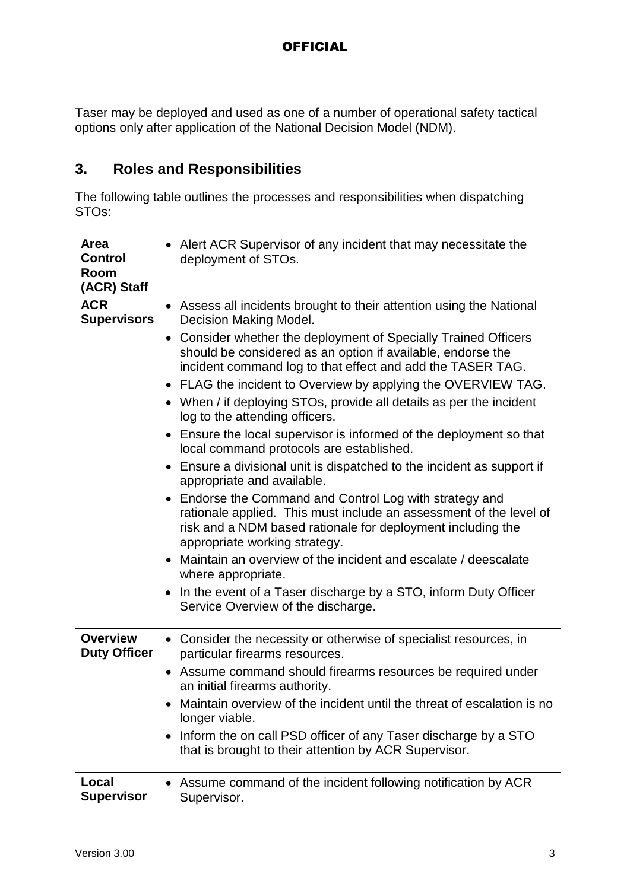Taser may be deployed and used as one of a number of operational safety tactical options only after application of the National Decision Model (NDM).

## 3. Roles and Responsibilities

The following table outlines the processes and responsibilities when dispatching STOs:

| | |
|---|---|
| **Area Control Room (ACR) Staff** | • Alert ACR Supervisor of any incident that may necessitate the deployment of STOs. |
| **ACR Supervisors** | • Assess all incidents brought to their attention using the National Decision Making Model.<br>• Consider whether the deployment of Specially Trained Officers should be considered as an option if available, endorse the incident command log to that effect and add the TASER TAG.<br>• FLAG the incident to Overview by applying the OVERVIEW TAG.<br>• When / if deploying STOs, provide all details as per the incident log to the attending officers.<br>• Ensure the local supervisor is informed of the deployment so that local command protocols are established.<br>• Ensure a divisional unit is dispatched to the incident as support if appropriate and available.<br>• Endorse the Command and Control Log with strategy and rationale applied. This must include an assessment of the level of risk and a NDM based rationale for deployment including the appropriate working strategy.<br>• Maintain an overview of the incident and escalate / deescalate where appropriate.<br>• In the event of a Taser discharge by a STO, inform Duty Officer Service Overview of the discharge. |
| **Overview Duty Officer** | • Consider the necessity or otherwise of specialist resources, in particular firearms resources.<br>• Assume command should firearms resources be required under an initial firearms authority.<br>• Maintain overview of the incident until the threat of escalation is no longer viable.<br>• Inform the on call PSD officer of any Taser discharge by a STO that is brought to their attention by ACR Supervisor. |
| **Local Supervisor** | • Assume command of the incident following notification by ACR Supervisor. |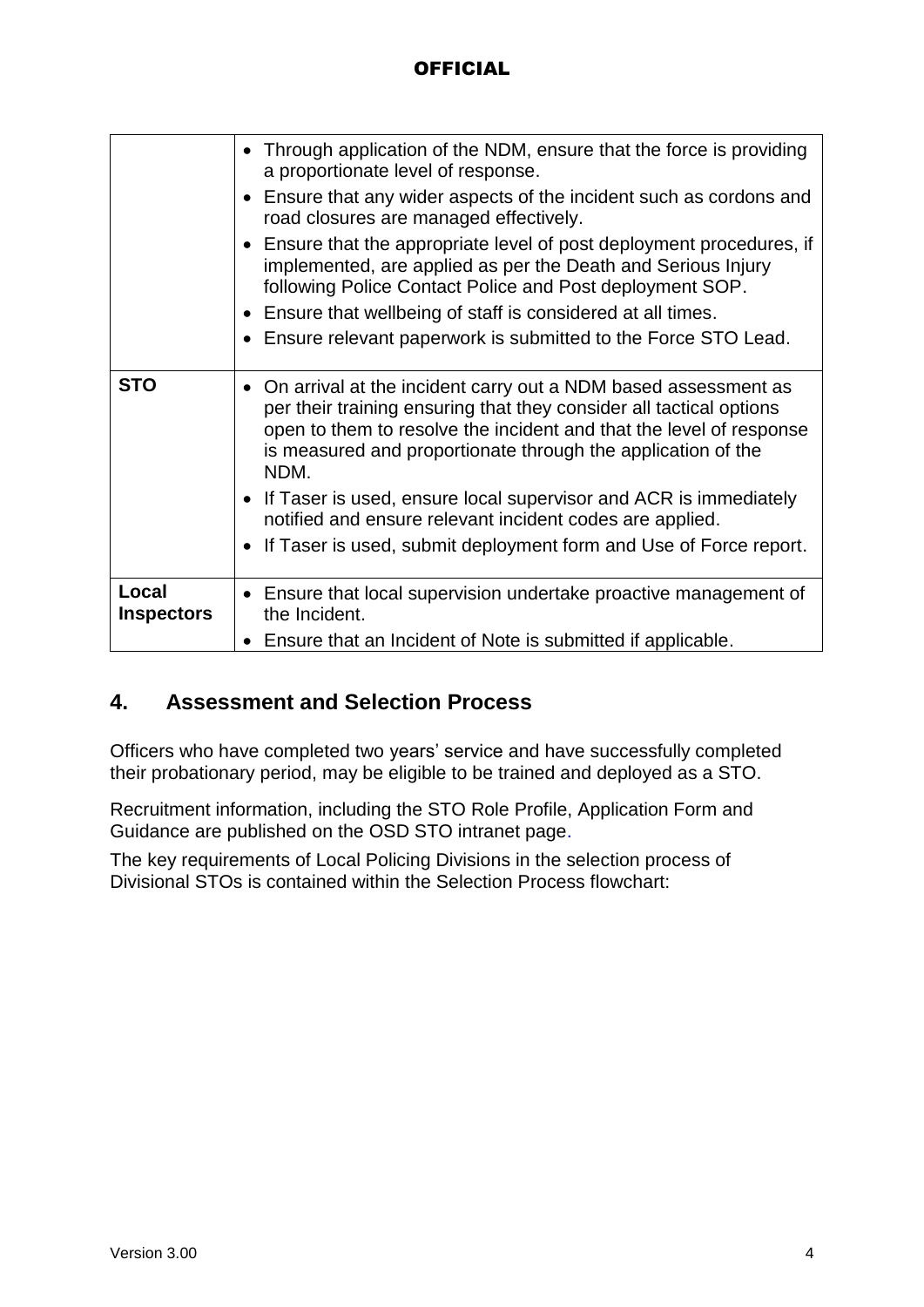| | |
|---|---|
| | • Through application of the NDM, ensure that the force is providing a proportionate level of response.<br>• Ensure that any wider aspects of the incident such as cordons and road closures are managed effectively.<br>• Ensure that the appropriate level of post deployment procedures, if implemented, are applied as per the Death and Serious Injury following Police Contact Police and Post deployment SOP.<br>• Ensure that wellbeing of staff is considered at all times.<br>• Ensure relevant paperwork is submitted to the Force STO Lead. |
| **STO** | • On arrival at the incident carry out a NDM based assessment as per their training ensuring that they consider all tactical options open to them to resolve the incident and that the level of response is measured and proportionate through the application of the NDM.<br>• If Taser is used, ensure local supervisor and ACR is immediately notified and ensure relevant incident codes are applied.<br>• If Taser is used, submit deployment form and Use of Force report. |
| **Local Inspectors** | • Ensure that local supervision undertake proactive management of the Incident.<br>• Ensure that an Incident of Note is submitted if applicable. |

## 4. Assessment and Selection Process

Officers who have completed two years' service and have successfully completed their probationary period, may be eligible to be trained and deployed as a STO.

Recruitment information, including the STO Role Profile, Application Form and Guidance are published on the OSD STO intranet page.

The key requirements of Local Policing Divisions in the selection process of Divisional STOs is contained within the Selection Process flowchart: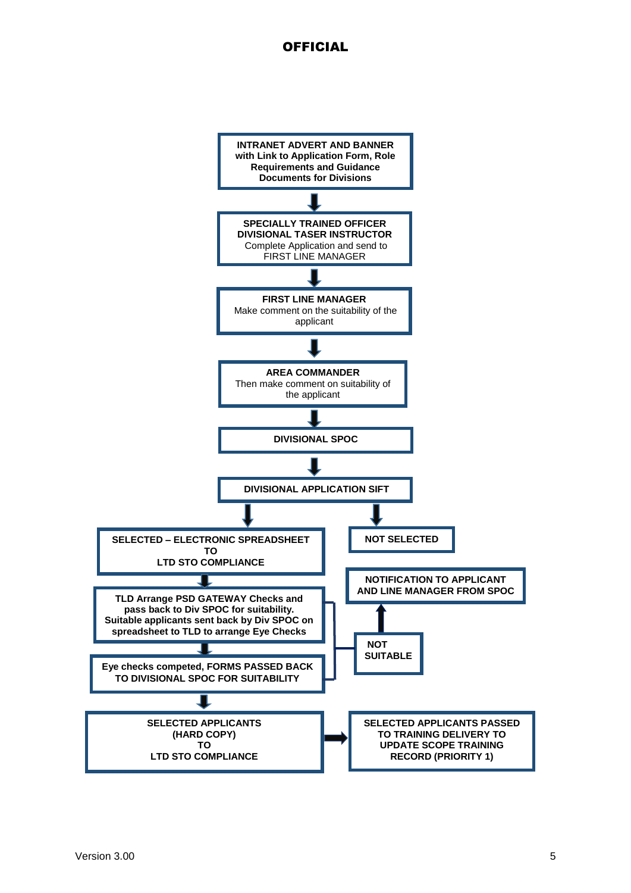**INTRANET ADVERT AND BANNER with Link to Application Form, Role Requirements and Guidance Documents for Divisions**

↓

**SPECIALLY TRAINED OFFICER DIVISIONAL TASER INSTRUCTOR**
Complete Application and send to FIRST LINE MANAGER

↓

**FIRST LINE MANAGER**
Make comment on the suitability of the applicant

↓

**AREA COMMANDER**
Then make comment on suitability of the applicant

↓

**DIVISIONAL SPOC**

↓

**DIVISIONAL APPLICATION SIFT**

↓ (Selected) / ↓ (Not selected)

**SELECTED – ELECTRONIC SPREADSHEET TO LTD STO COMPLIANCE**

↓

**TLD Arrange PSD GATEWAY Checks and pass back to Div SPOC for suitability. Suitable applicants sent back by Div SPOC on spreadsheet to TLD to arrange Eye Checks**

↓

**Eye checks competed, FORMS PASSED BACK TO DIVISIONAL SPOC FOR SUITABILITY**

↓

**SELECTED APPLICANTS (HARD COPY) TO LTD STO COMPLIANCE** → **SELECTED APPLICANTS PASSED TO TRAINING DELIVERY TO UPDATE SCOPE TRAINING RECORD (PRIORITY 1)**

**NOT SELECTED**

**NOT SUITABLE** (from PSD Gateway checks and eye checks) → **NOTIFICATION TO APPLICANT AND LINE MANAGER FROM SPOC**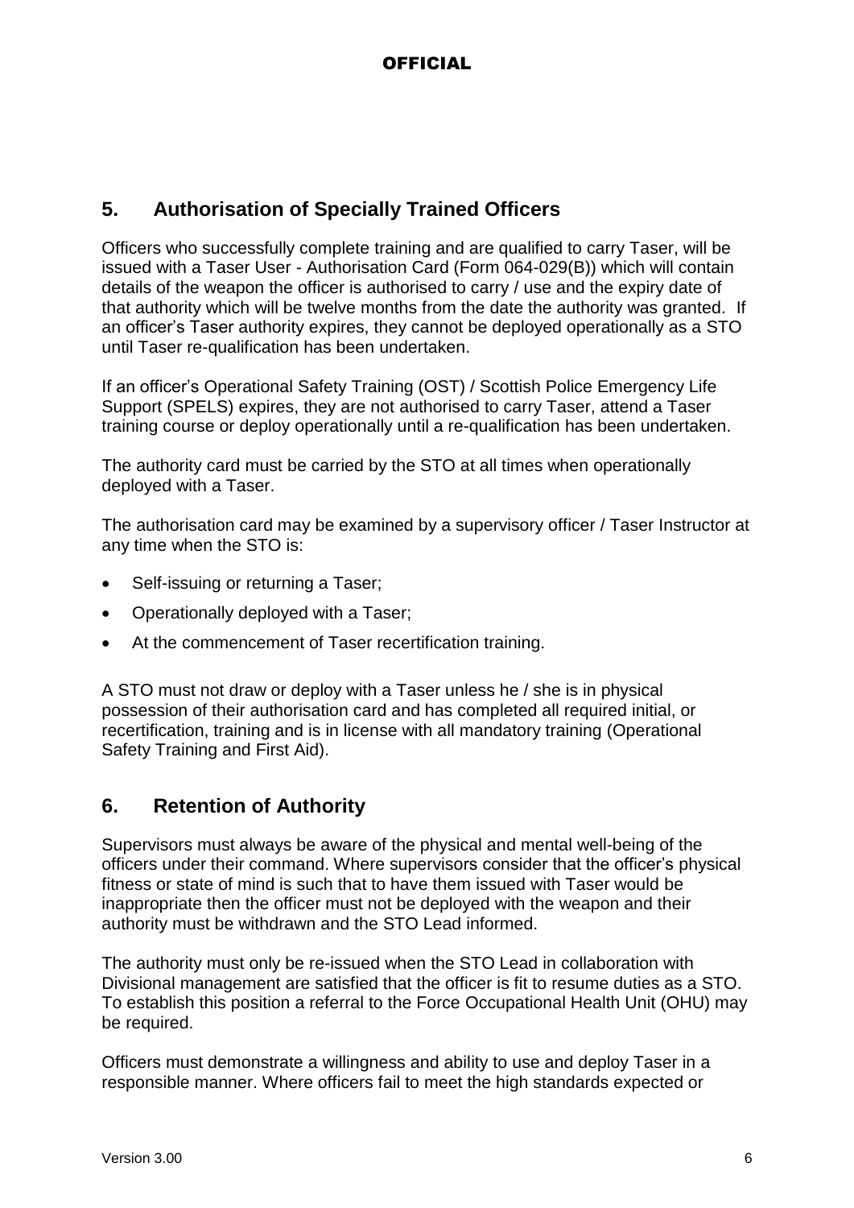## 5. Authorisation of Specially Trained Officers

Officers who successfully complete training and are qualified to carry Taser, will be issued with a Taser User - Authorisation Card (Form 064-029(B)) which will contain details of the weapon the officer is authorised to carry / use and the expiry date of that authority which will be twelve months from the date the authority was granted. If an officer's Taser authority expires, they cannot be deployed operationally as a STO until Taser re-qualification has been undertaken.

If an officer's Operational Safety Training (OST) / Scottish Police Emergency Life Support (SPELS) expires, they are not authorised to carry Taser, attend a Taser training course or deploy operationally until a re-qualification has been undertaken.

The authority card must be carried by the STO at all times when operationally deployed with a Taser.

The authorisation card may be examined by a supervisory officer / Taser Instructor at any time when the STO is:

- Self-issuing or returning a Taser;
- Operationally deployed with a Taser;
- At the commencement of Taser recertification training.

A STO must not draw or deploy with a Taser unless he / she is in physical possession of their authorisation card and has completed all required initial, or recertification, training and is in license with all mandatory training (Operational Safety Training and First Aid).

## 6. Retention of Authority

Supervisors must always be aware of the physical and mental well-being of the officers under their command. Where supervisors consider that the officer's physical fitness or state of mind is such that to have them issued with Taser would be inappropriate then the officer must not be deployed with the weapon and their authority must be withdrawn and the STO Lead informed.

The authority must only be re-issued when the STO Lead in collaboration with Divisional management are satisfied that the officer is fit to resume duties as a STO. To establish this position a referral to the Force Occupational Health Unit (OHU) may be required.

Officers must demonstrate a willingness and ability to use and deploy Taser in a responsible manner. Where officers fail to meet the high standards expected or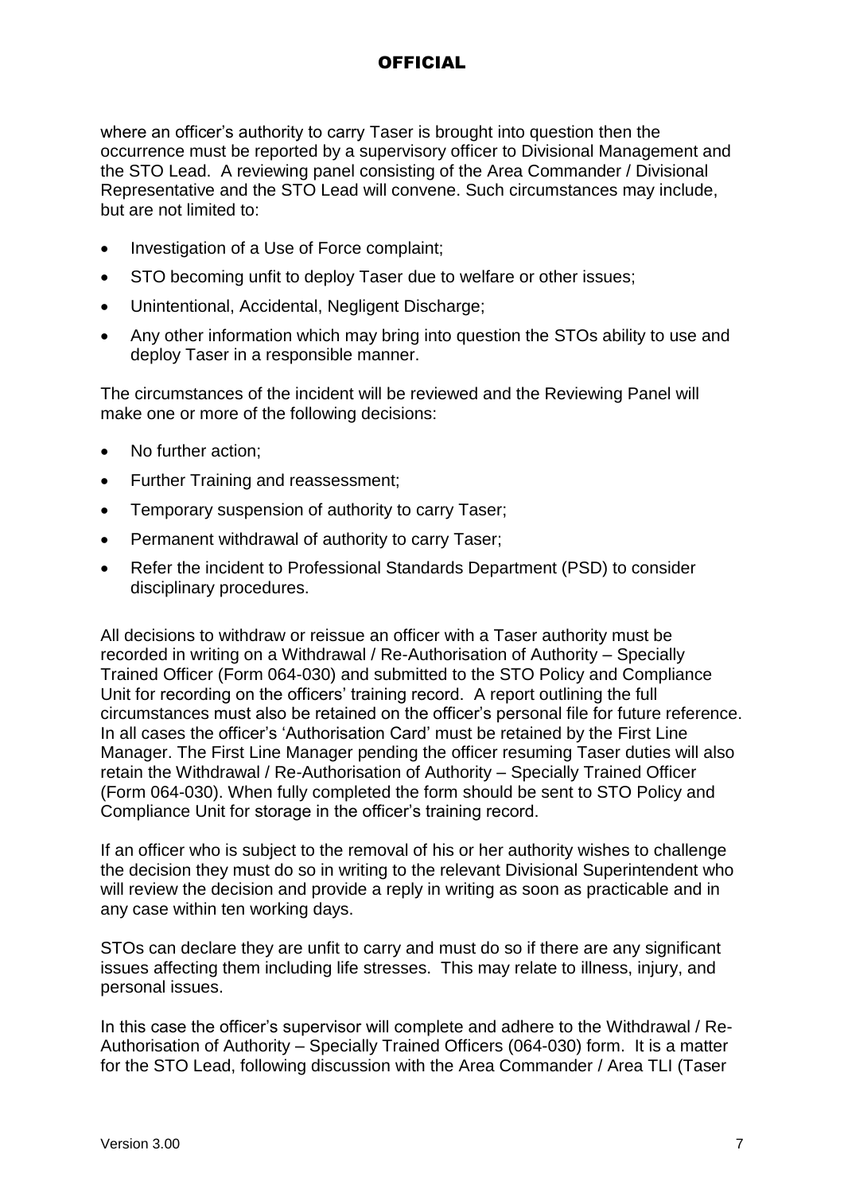where an officer's authority to carry Taser is brought into question then the occurrence must be reported by a supervisory officer to Divisional Management and the STO Lead. A reviewing panel consisting of the Area Commander / Divisional Representative and the STO Lead will convene. Such circumstances may include, but are not limited to:

- Investigation of a Use of Force complaint;
- STO becoming unfit to deploy Taser due to welfare or other issues;
- Unintentional, Accidental, Negligent Discharge;
- Any other information which may bring into question the STOs ability to use and deploy Taser in a responsible manner.

The circumstances of the incident will be reviewed and the Reviewing Panel will make one or more of the following decisions:

- No further action;
- Further Training and reassessment;
- Temporary suspension of authority to carry Taser;
- Permanent withdrawal of authority to carry Taser;
- Refer the incident to Professional Standards Department (PSD) to consider disciplinary procedures.

All decisions to withdraw or reissue an officer with a Taser authority must be recorded in writing on a Withdrawal / Re-Authorisation of Authority – Specially Trained Officer (Form 064-030) and submitted to the STO Policy and Compliance Unit for recording on the officers' training record. A report outlining the full circumstances must also be retained on the officer's personal file for future reference. In all cases the officer's 'Authorisation Card' must be retained by the First Line Manager. The First Line Manager pending the officer resuming Taser duties will also retain the Withdrawal / Re-Authorisation of Authority – Specially Trained Officer (Form 064-030). When fully completed the form should be sent to STO Policy and Compliance Unit for storage in the officer's training record.

If an officer who is subject to the removal of his or her authority wishes to challenge the decision they must do so in writing to the relevant Divisional Superintendent who will review the decision and provide a reply in writing as soon as practicable and in any case within ten working days.

STOs can declare they are unfit to carry and must do so if there are any significant issues affecting them including life stresses. This may relate to illness, injury, and personal issues.

In this case the officer's supervisor will complete and adhere to the Withdrawal / Re-Authorisation of Authority – Specially Trained Officers (064-030) form. It is a matter for the STO Lead, following discussion with the Area Commander / Area TLI (Taser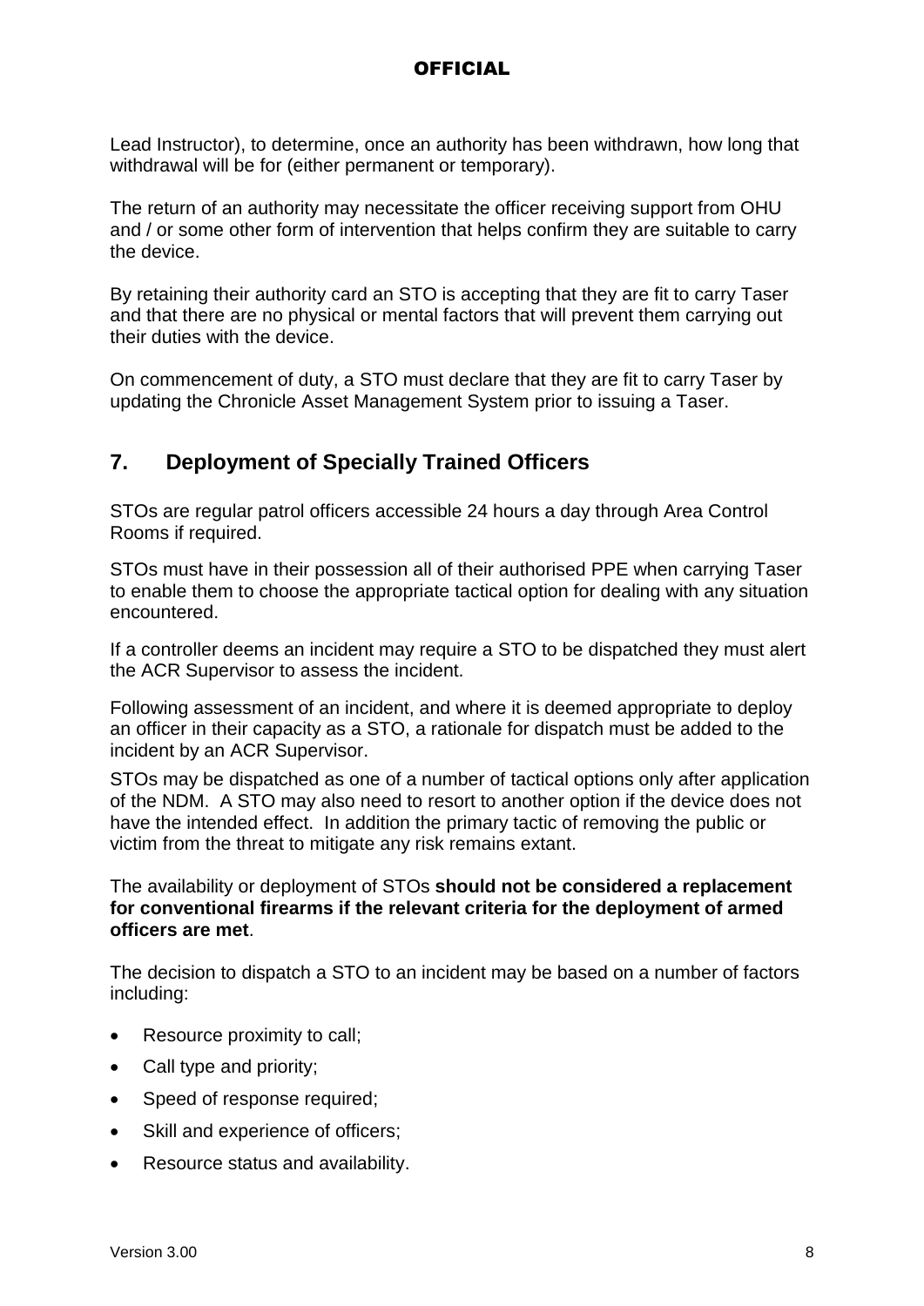Lead Instructor), to determine, once an authority has been withdrawn, how long that withdrawal will be for (either permanent or temporary).

The return of an authority may necessitate the officer receiving support from OHU and / or some other form of intervention that helps confirm they are suitable to carry the device.

By retaining their authority card an STO is accepting that they are fit to carry Taser and that there are no physical or mental factors that will prevent them carrying out their duties with the device.

On commencement of duty, a STO must declare that they are fit to carry Taser by updating the Chronicle Asset Management System prior to issuing a Taser.

## 7. Deployment of Specially Trained Officers

STOs are regular patrol officers accessible 24 hours a day through Area Control Rooms if required.

STOs must have in their possession all of their authorised PPE when carrying Taser to enable them to choose the appropriate tactical option for dealing with any situation encountered.

If a controller deems an incident may require a STO to be dispatched they must alert the ACR Supervisor to assess the incident.

Following assessment of an incident, and where it is deemed appropriate to deploy an officer in their capacity as a STO, a rationale for dispatch must be added to the incident by an ACR Supervisor.

STOs may be dispatched as one of a number of tactical options only after application of the NDM. A STO may also need to resort to another option if the device does not have the intended effect. In addition the primary tactic of removing the public or victim from the threat to mitigate any risk remains extant.

The availability or deployment of STOs **should not be considered a replacement for conventional firearms if the relevant criteria for the deployment of armed officers are met**.

The decision to dispatch a STO to an incident may be based on a number of factors including:

- Resource proximity to call;
- Call type and priority;
- Speed of response required;
- Skill and experience of officers;
- Resource status and availability.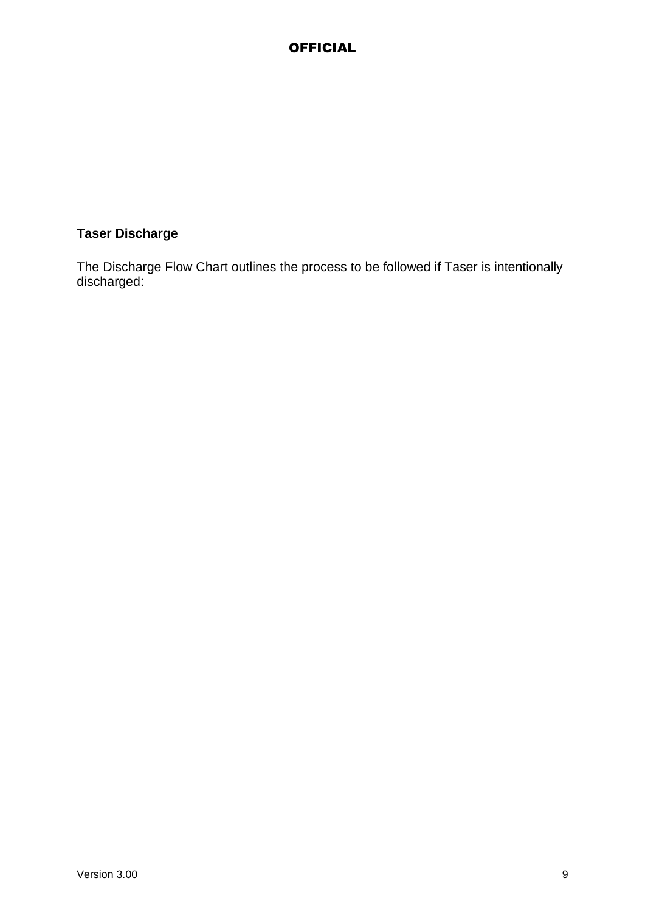**Taser Discharge**

The Discharge Flow Chart outlines the process to be followed if Taser is intentionally discharged: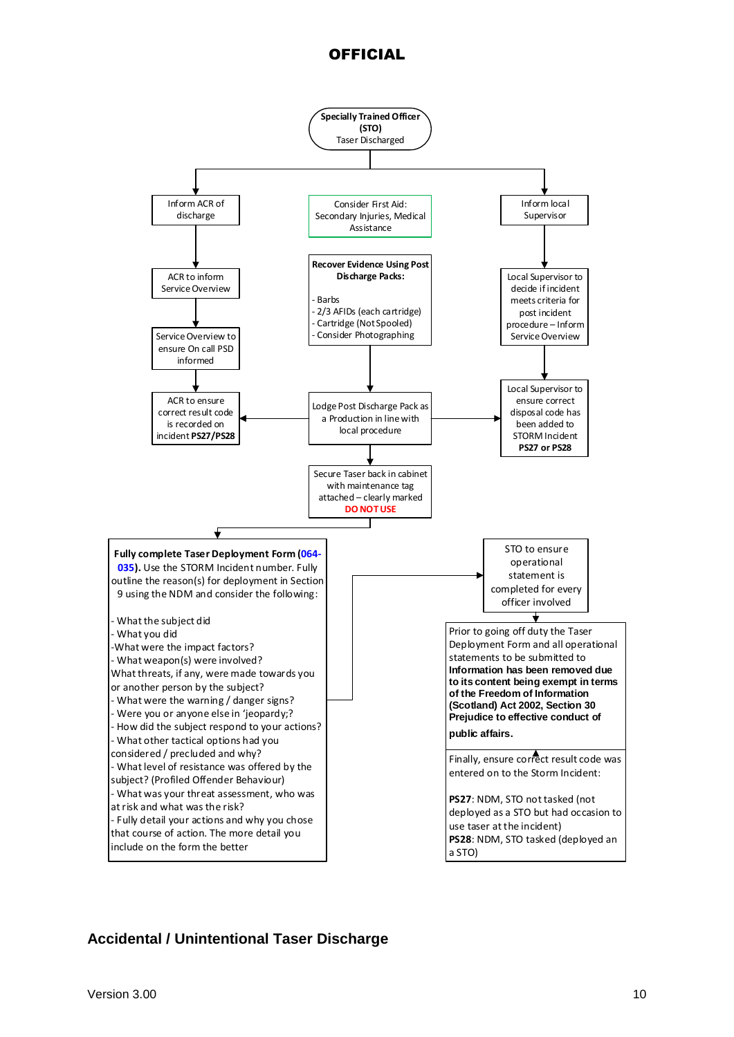**OFFICIAL**

**Specially Trained Officer (STO)**
Taser Discharged

Inform ACR of discharge

ACR to inform Service Overview

Service Overview to ensure On call PSD informed

ACR to ensure correct result code is recorded on incident **PS27/PS28**

Consider First Aid: Secondary Injuries, Medical Assistance

**Recover Evidence Using Post Discharge Packs:**

- Barbs
- 2/3 AFIDs (each cartridge)
- Cartridge (Not Spooled)
- Consider Photographing

Lodge Post Discharge Pack as a Production in line with local procedure

Secure Taser back in cabinet with maintenance tag attached – clearly marked **DO NOT USE**

Inform local Supervisor

Local Supervisor to decide if incident meets criteria for post incident procedure – Inform Service Overview

Local Supervisor to ensure correct disposal code has been added to STORM Incident **PS27 or PS28**

**Fully complete Taser Deployment Form (064-035).** Use the STORM Incident number. Fully outline the reason(s) for deployment in Section 9 using the NDM and consider the following:

- What the subject did
- What you did
- What were the impact factors?
- What weapon(s) were involved?
What threats, if any, were made towards you or another person by the subject?
- What were the warning / danger signs?
- Were you or anyone else in 'jeopardy;?
- How did the subject respond to your actions?
- What other tactical options had you considered / precluded and why?
- What level of resistance was offered by the subject? (Profiled Offender Behaviour)
- What was your threat assessment, who was at risk and what was the risk?
- Fully detail your actions and why you chose that course of action. The more detail you include on the form the better

STO to ensure operational statement is completed for every officer involved

Prior to going off duty the Taser Deployment Form and all operational statements to be submitted to **Information has been removed due to its content being exempt in terms of the Freedom of Information (Scotland) Act 2002, Section 30 Prejudice to effective conduct of public affairs.**

Finally, ensure correct result code was entered on to the Storm Incident:

**PS27**: NDM, STO not tasked (not deployed as a STO but had occasion to use taser at the incident)
**PS28**: NDM, STO tasked (deployed an a STO)

## Accidental / Unintentional Taser Discharge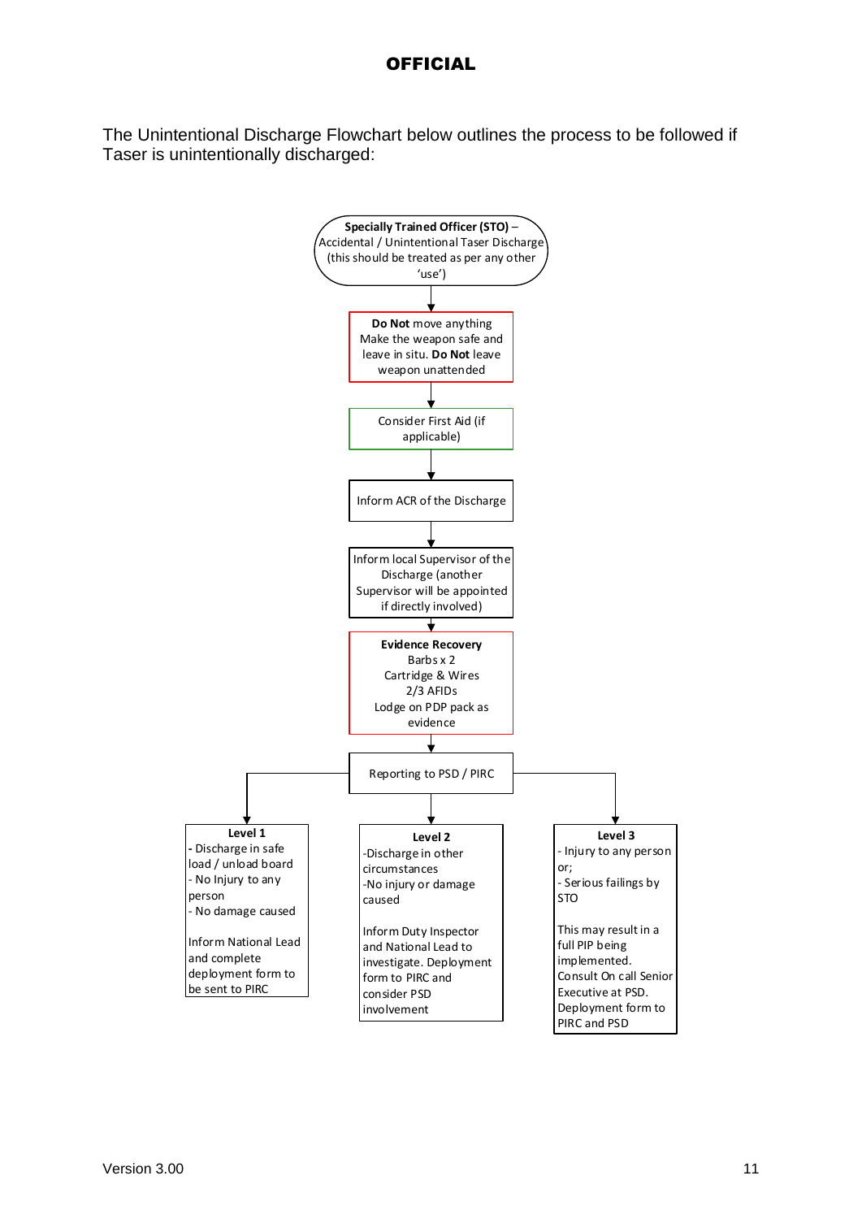The Unintentional Discharge Flowchart below outlines the process to be followed if Taser is unintentionally discharged:

**Specially Trained Officer (STO)** – Accidental / Unintentional Taser Discharge (this should be treated as per any other 'use')

↓

**Do Not** move anything
Make the weapon safe and leave in situ. **Do Not** leave weapon unattended

↓

Consider First Aid (if applicable)

↓

Inform ACR of the Discharge

↓

Inform local Supervisor of the Discharge (another Supervisor will be appointed if directly involved)

↓

**Evidence Recovery**
Barbs x 2
Cartridge & Wires
2/3 AFIDs
Lodge on PDP pack as evidence

↓

Reporting to PSD / PIRC

↓

**Level 1**
- Discharge in safe load / unload board
- No Injury to any person
- No damage caused

Inform National Lead and complete deployment form to be sent to PIRC

**Level 2**
-Discharge in other circumstances
-No injury or damage caused

Inform Duty Inspector and National Lead to investigate. Deployment form to PIRC and consider PSD involvement

**Level 3**
- Injury to any person or;
- Serious failings by STO

This may result in a full PIP being implemented. Consult On call Senior Executive at PSD. Deployment form to PIRC and PSD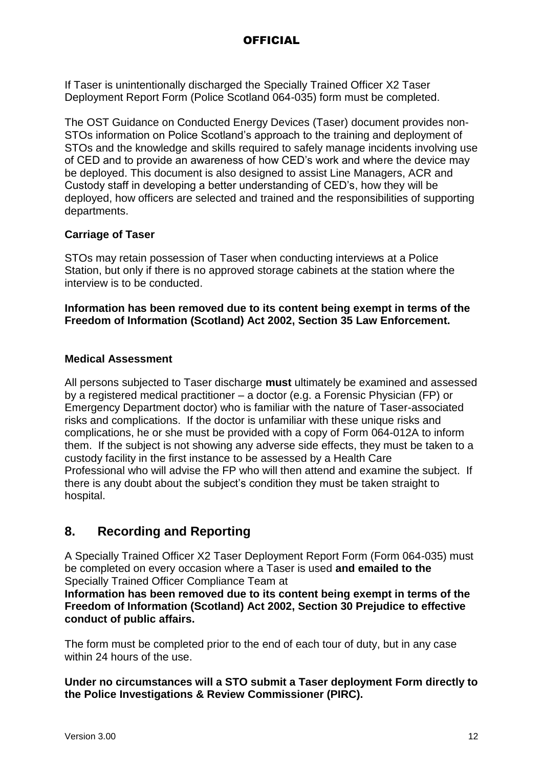If Taser is unintentionally discharged the Specially Trained Officer X2 Taser Deployment Report Form (Police Scotland 064-035) form must be completed.

The OST Guidance on Conducted Energy Devices (Taser) document provides non-STOs information on Police Scotland's approach to the training and deployment of STOs and the knowledge and skills required to safely manage incidents involving use of CED and to provide an awareness of how CED's work and where the device may be deployed. This document is also designed to assist Line Managers, ACR and Custody staff in developing a better understanding of CED's, how they will be deployed, how officers are selected and trained and the responsibilities of supporting departments.

**Carriage of Taser**

STOs may retain possession of Taser when conducting interviews at a Police Station, but only if there is no approved storage cabinets at the station where the interview is to be conducted.

**Information has been removed due to its content being exempt in terms of the Freedom of Information (Scotland) Act 2002, Section 35 Law Enforcement.**

**Medical Assessment**

All persons subjected to Taser discharge **must** ultimately be examined and assessed by a registered medical practitioner – a doctor (e.g. a Forensic Physician (FP) or Emergency Department doctor) who is familiar with the nature of Taser-associated risks and complications. If the doctor is unfamiliar with these unique risks and complications, he or she must be provided with a copy of Form 064-012A to inform them. If the subject is not showing any adverse side effects, they must be taken to a custody facility in the first instance to be assessed by a Health Care Professional who will advise the FP who will then attend and examine the subject. If there is any doubt about the subject's condition they must be taken straight to hospital.

## 8. Recording and Reporting

A Specially Trained Officer X2 Taser Deployment Report Form (Form 064-035) must be completed on every occasion where a Taser is used **and emailed to the** Specially Trained Officer Compliance Team at
**Information has been removed due to its content being exempt in terms of the Freedom of Information (Scotland) Act 2002, Section 30 Prejudice to effective conduct of public affairs.**

The form must be completed prior to the end of each tour of duty, but in any case within 24 hours of the use.

**Under no circumstances will a STO submit a Taser deployment Form directly to the Police Investigations & Review Commissioner (PIRC).**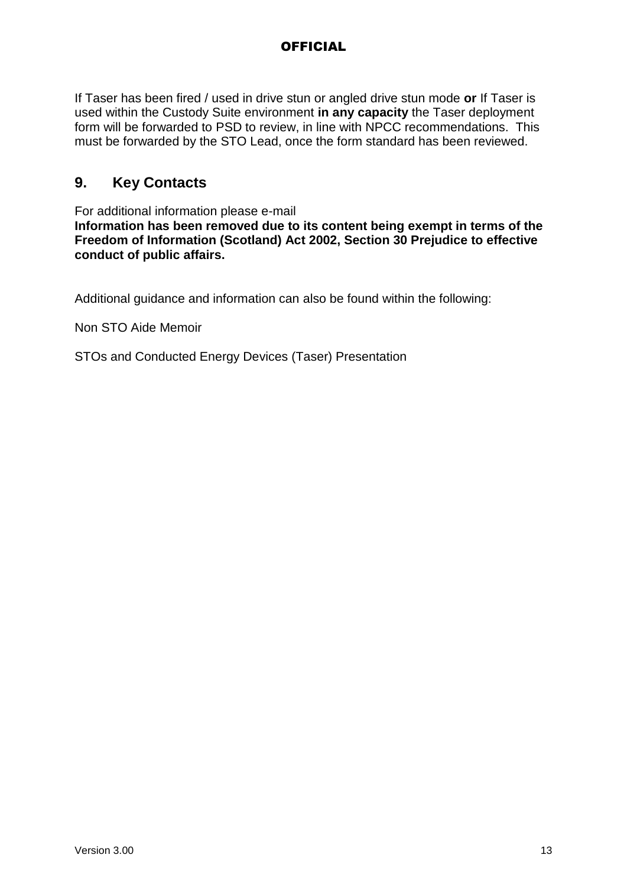If Taser has been fired / used in drive stun or angled drive stun mode **or** If Taser is used within the Custody Suite environment **in any capacity** the Taser deployment form will be forwarded to PSD to review, in line with NPCC recommendations. This must be forwarded by the STO Lead, once the form standard has been reviewed.

## 9. Key Contacts

For additional information please e-mail
**Information has been removed due to its content being exempt in terms of the Freedom of Information (Scotland) Act 2002, Section 30 Prejudice to effective conduct of public affairs.**

Additional guidance and information can also be found within the following:

Non STO Aide Memoir

STOs and Conducted Energy Devices (Taser) Presentation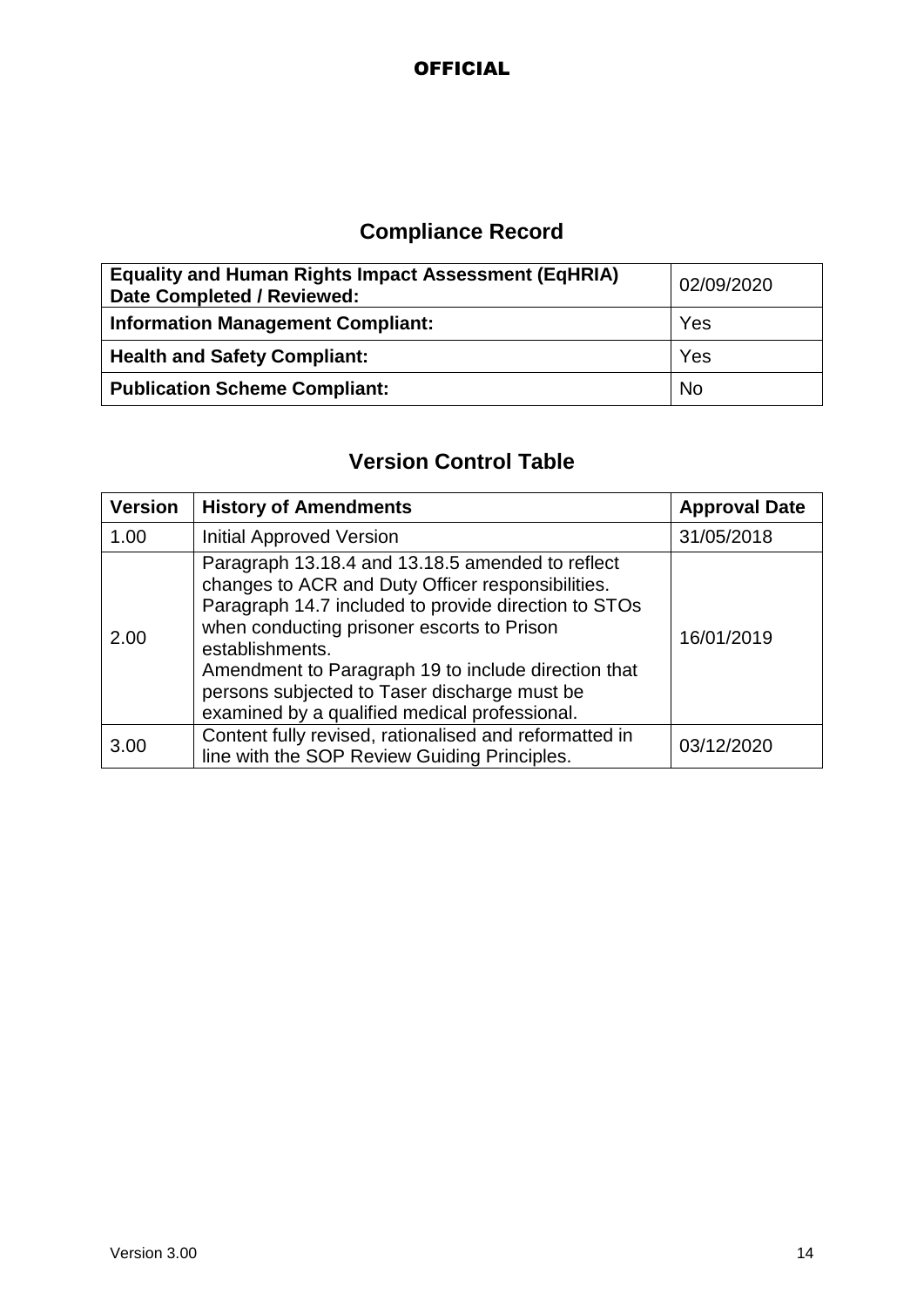## Compliance Record

| | |
|---|---|
| **Equality and Human Rights Impact Assessment (EqHRIA) Date Completed / Reviewed:** | 02/09/2020 |
| **Information Management Compliant:** | Yes |
| **Health and Safety Compliant:** | Yes |
| **Publication Scheme Compliant:** | No |

## Version Control Table

| Version | History of Amendments | Approval Date |
|---|---|---|
| 1.00 | Initial Approved Version | 31/05/2018 |
| 2.00 | Paragraph 13.18.4 and 13.18.5 amended to reflect changes to ACR and Duty Officer responsibilities. Paragraph 14.7 included to provide direction to STOs when conducting prisoner escorts to Prison establishments. Amendment to Paragraph 19 to include direction that persons subjected to Taser discharge must be examined by a qualified medical professional. | 16/01/2019 |
| 3.00 | Content fully revised, rationalised and reformatted in line with the SOP Review Guiding Principles. | 03/12/2020 |